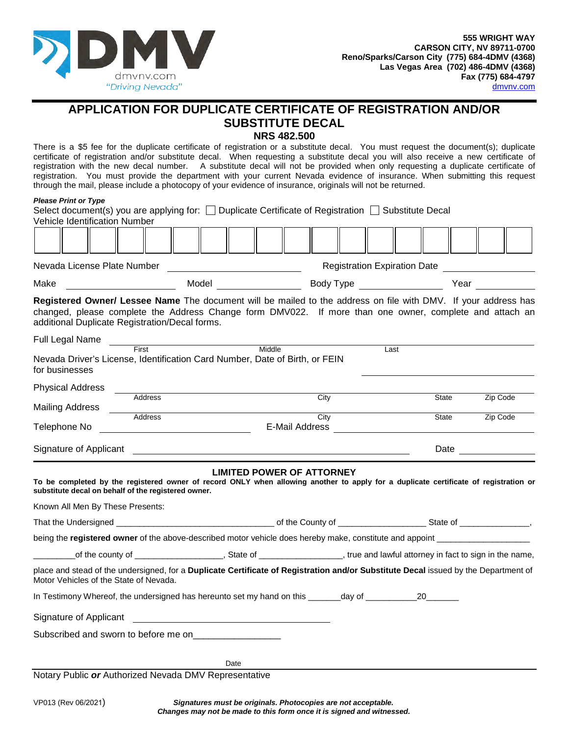DMV
dmvnv.com
"Driving Nevada"

**555 WRIGHT WAY**
**CARSON CITY, NV 89711-0700**
**Reno/Sparks/Carson City (775) 684-4DMV (4368)**
**Las Vegas Area (702) 486-4DMV (4368)**
**Fax (775) 684-4797**
dmvnv.com

# APPLICATION FOR DUPLICATE CERTIFICATE OF REGISTRATION AND/OR SUBSTITUTE DECAL

## NRS 482.500

There is a $5 fee for the duplicate certificate of registration or a substitute decal. You must request the document(s); duplicate certificate of registration and/or substitute decal. When requesting a substitute decal you will also receive a new certificate of registration with the new decal number. A substitute decal will not be provided when only requesting a duplicate certificate of registration. You must provide the department with your current Nevada evidence of insurance. When submitting this request through the mail, please include a photocopy of your evidence of insurance, originals will not be returned.

***Please Print or Type***

Select document(s) you are applying for: ☐ Duplicate Certificate of Registration ☐ Substitute Decal

Vehicle Identification Number

| | | | | | | | | | | | | | | | | |
|---|---|---|---|---|---|---|---|---|---|---|---|---|---|---|---|---|
| | | | | | | | | | | | | | | | | |

Nevada License Plate Number ______________________ Registration Expiration Date ______________

Make ______________ Model ______________ Body Type ______________ Year ______________

**Registered Owner/ Lessee Name** The document will be mailed to the address on file with DMV. If your address has changed, please complete the Address Change form DMV022. If more than one owner, complete and attach an additional Duplicate Registration/Decal forms.

Full Legal Name ____________________________________________
First Middle Last

Nevada Driver's License, Identification Card Number, Date of Birth, or FEIN for businesses ______________________

Physical Address ____________________________________________
Address City State Zip Code

Mailing Address ____________________________________________
Address City State Zip Code

Telephone No ______________________ E-Mail Address ______________________

Signature of Applicant ____________________________________________ Date ______________

### LIMITED POWER OF ATTORNEY

**To be completed by the registered owner of record ONLY when allowing another to apply for a duplicate certificate of registration or substitute decal on behalf of the registered owner.**

Known All Men By These Presents:

That the Undersigned ________________________________ of the County of __________________ State of _______________,

being the **registered owner** of the above-described motor vehicle does hereby make, constitute and appoint ___________________

_________of the county of __________________, State of _________________, true and lawful attorney in fact to sign in the name,

place and stead of the undersigned, for a **Duplicate Certificate of Registration and/or Substitute Decal** issued by the Department of Motor Vehicles of the State of Nevada.

In Testimony Whereof, the undersigned has hereunto set my hand on this _______day of ___________20_______

Signature of Applicant ____________________________________________

Subscribed and sworn to before me on_________________

Date

Notary Public ***or*** Authorized Nevada DMV Representative

VP013 (Rev 06/2021)

***Signatures must be originals. Photocopies are not acceptable.***
***Changes may not be made to this form once it is signed and witnessed.***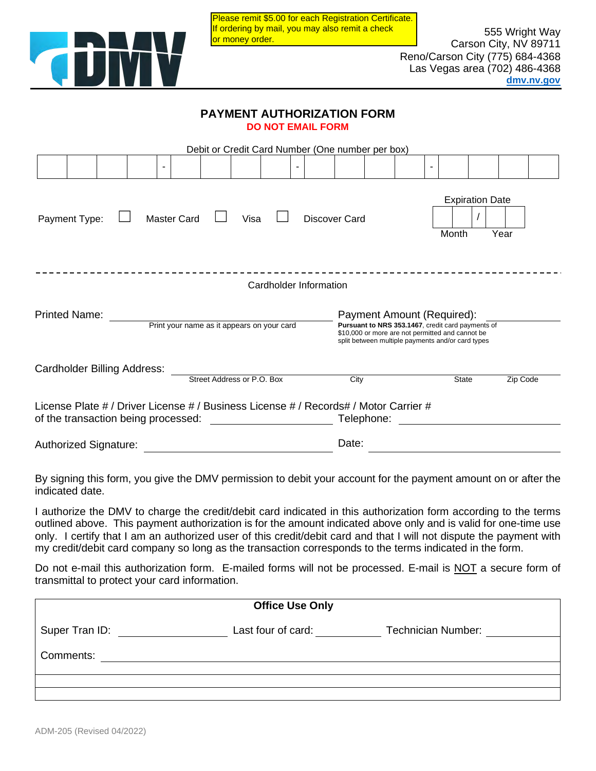Please remit $5.00 for each Registration Certificate. If ordering by mail, you may also remit a check or money order.

555 Wright Way
Carson City, NV 89711
Reno/Carson City (775) 684-4368
Las Vegas area (702) 486-4368
**dmv.nv.gov**

## PAYMENT AUTHORIZATION FORM

**DO NOT EMAIL FORM**

Debit or Credit Card Number (One number per box)

| | | | | - | | | | | - | | | | | - | | | | |
|---|---|---|---|---|---|---|---|---|---|---|---|---|---|---|---|---|---|---|

Payment Type: ☐ Master Card ☐ Visa ☐ Discover Card

Expiration Date: ____ / ____ (Month / Year)

---

Cardholder Information

Printed Name: ______________________________
Print your name as it appears on your card

Payment Amount (Required): ______________
**Pursuant to NRS 353.1467**, credit card payments of $10,000 or more are not permitted and cannot be split between multiple payments and/or card types

Cardholder Billing Address: ______________________________
Street Address or P.O. Box — City — State — Zip Code

License Plate # / Driver License # / Business License # / Records# / Motor Carrier # of the transaction being processed: ______________ Telephone: ______________

Authorized Signature: ______________________________ Date: ______________

By signing this form, you give the DMV permission to debit your account for the payment amount on or after the indicated date.

I authorize the DMV to charge the credit/debit card indicated in this authorization form according to the terms outlined above. This payment authorization is for the amount indicated above only and is valid for one-time use only. I certify that I am an authorized user of this credit/debit card and that I will not dispute the payment with my credit/debit card company so long as the transaction corresponds to the terms indicated in the form.

Do not e-mail this authorization form. E-mailed forms will not be processed. E-mail is NOT a secure form of transmittal to protect your card information.

**Office Use Only**

Super Tran ID: ______________ Last four of card: ______________ Technician Number: ______________

Comments: ______________________________

ADM-205 (Revised 04/2022)